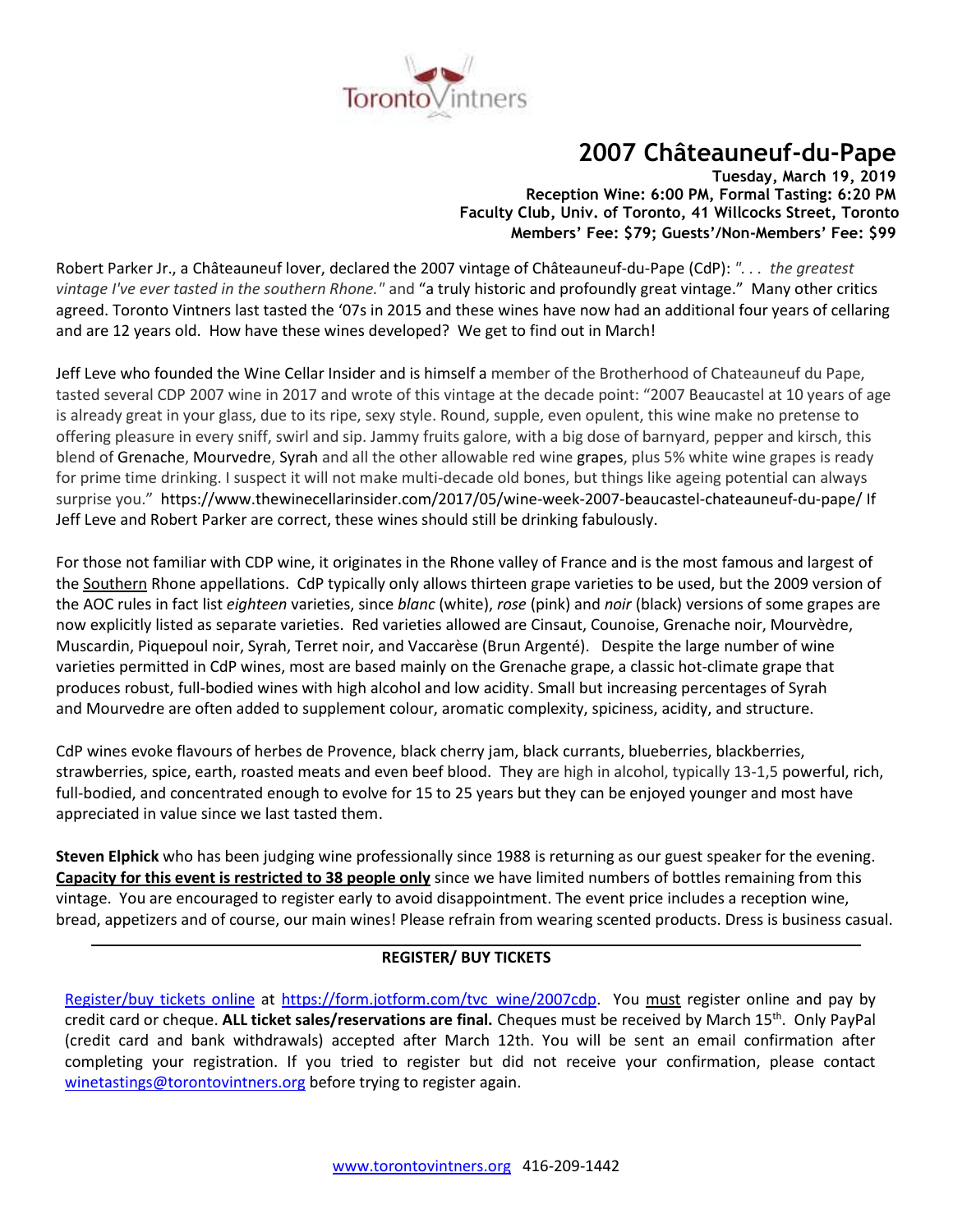Toronto Vintners

# 2007 Châteauneuf-du-Pape

**Tuesday, March 19, 2019**
**Reception Wine: 6:00 PM, Formal Tasting: 6:20 PM**
**Faculty Club, Univ. of Toronto, 41 Willcocks Street, Toronto**
**Members' Fee: $79; Guests'/Non-Members' Fee: $99**

Robert Parker Jr., a Châteauneuf lover, declared the 2007 vintage of Châteauneuf-du-Pape (CdP): *". . . the greatest vintage I've ever tasted in the southern Rhone."* and "a truly historic and profoundly great vintage." Many other critics agreed. Toronto Vintners last tasted the '07s in 2015 and these wines have now had an additional four years of cellaring and are 12 years old. How have these wines developed? We get to find out in March!

Jeff Leve who founded the Wine Cellar Insider and is himself a member of the Brotherhood of Chateauneuf du Pape, tasted several CDP 2007 wine in 2017 and wrote of this vintage at the decade point: "2007 Beaucastel at 10 years of age is already great in your glass, due to its ripe, sexy style. Round, supple, even opulent, this wine make no pretense to offering pleasure in every sniff, swirl and sip. Jammy fruits galore, with a big dose of barnyard, pepper and kirsch, this blend of Grenache, Mourvedre, Syrah and all the other allowable red wine grapes, plus 5% white wine grapes is ready for prime time drinking. I suspect it will not make multi-decade old bones, but things like ageing potential can always surprise you." https://www.thewinecellarinsider.com/2017/05/wine-week-2007-beaucastel-chateauneuf-du-pape/ If Jeff Leve and Robert Parker are correct, these wines should still be drinking fabulously.

For those not familiar with CDP wine, it originates in the Rhone valley of France and is the most famous and largest of the Southern Rhone appellations. CdP typically only allows thirteen grape varieties to be used, but the 2009 version of the AOC rules in fact list *eighteen* varieties, since *blanc* (white), *rose* (pink) and *noir* (black) versions of some grapes are now explicitly listed as separate varieties. Red varieties allowed are Cinsaut, Counoise, Grenache noir, Mourvèdre, Muscardin, Piquepoul noir, Syrah, Terret noir, and Vaccarèse (Brun Argenté). Despite the large number of wine varieties permitted in CdP wines, most are based mainly on the Grenache grape, a classic hot-climate grape that produces robust, full-bodied wines with high alcohol and low acidity. Small but increasing percentages of Syrah and Mourvedre are often added to supplement colour, aromatic complexity, spiciness, acidity, and structure.

CdP wines evoke flavours of herbes de Provence, black cherry jam, black currants, blueberries, blackberries, strawberries, spice, earth, roasted meats and even beef blood. They are high in alcohol, typically 13-1,5 powerful, rich, full-bodied, and concentrated enough to evolve for 15 to 25 years but they can be enjoyed younger and most have appreciated in value since we last tasted them.

**Steven Elphick** who has been judging wine professionally since 1988 is returning as our guest speaker for the evening. **Capacity for this event is restricted to 38 people only** since we have limited numbers of bottles remaining from this vintage. You are encouraged to register early to avoid disappointment. The event price includes a reception wine, bread, appetizers and of course, our main wines! Please refrain from wearing scented products. Dress is business casual.

---

**REGISTER/ BUY TICKETS**

Register/buy tickets online at https://form.jotform.com/tvc_wine/2007cdp. You must register online and pay by credit card or cheque. **ALL ticket sales/reservations are final.** Cheques must be received by March 15th. Only PayPal (credit card and bank withdrawals) accepted after March 12th. You will be sent an email confirmation after completing your registration. If you tried to register but did not receive your confirmation, please contact winetastings@torontovintners.org before trying to register again.

www.torontovintners.org 416-209-1442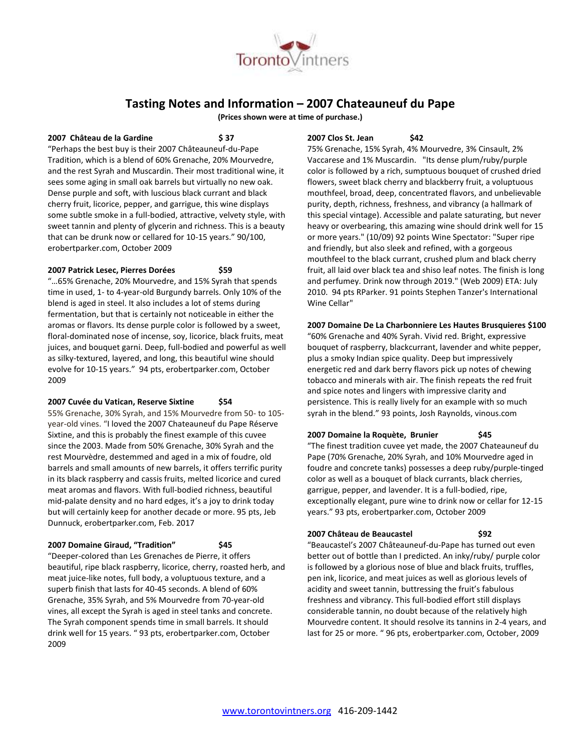# Tasting Notes and Information – 2007 Chateauneuf du Pape

**(Prices shown were at time of purchase.)**

**2007 Château de la Gardine $ 37**

"Perhaps the best buy is their 2007 Châteauneuf-du-Pape Tradition, which is a blend of 60% Grenache, 20% Mourvedre, and the rest Syrah and Muscardin. Their most traditional wine, it sees some aging in small oak barrels but virtually no new oak. Dense purple and soft, with luscious black currant and black cherry fruit, licorice, pepper, and garrigue, this wine displays some subtle smoke in a full-bodied, attractive, velvety style, with sweet tannin and plenty of glycerin and richness. This is a beauty that can be drunk now or cellared for 10-15 years." 90/100, erobertparker.com, October 2009

**2007 Patrick Lesec, Pierres Dorées $59**

"…65% Grenache, 20% Mourvedre, and 15% Syrah that spends time in used, 1- to 4-year-old Burgundy barrels. Only 10% of the blend is aged in steel. It also includes a lot of stems during fermentation, but that is certainly not noticeable in either the aromas or flavors. Its dense purple color is followed by a sweet, floral-dominated nose of incense, soy, licorice, black fruits, meat juices, and bouquet garni. Deep, full-bodied and powerful as well as silky-textured, layered, and long, this beautiful wine should evolve for 10-15 years." 94 pts, erobertparker.com, October 2009

**2007 Cuvée du Vatican, Reserve Sixtine $54**

55% Grenache, 30% Syrah, and 15% Mourvedre from 50- to 105-year-old vines. "I loved the 2007 Chateauneuf du Pape Réserve Sixtine, and this is probably the finest example of this cuvee since the 2003. Made from 50% Grenache, 30% Syrah and the rest Mourvèdre, destemmed and aged in a mix of foudre, old barrels and small amounts of new barrels, it offers terrific purity in its black raspberry and cassis fruits, melted licorice and cured meat aromas and flavors. With full-bodied richness, beautiful mid-palate density and no hard edges, it's a joy to drink today but will certainly keep for another decade or more. 95 pts, Jeb Dunnuck, erobertparker.com, Feb. 2017

**2007 Domaine Giraud, "Tradition" $45**

"Deeper-colored than Les Grenaches de Pierre, it offers beautiful, ripe black raspberry, licorice, cherry, roasted herb, and meat juice-like notes, full body, a voluptuous texture, and a superb finish that lasts for 40-45 seconds. A blend of 60% Grenache, 35% Syrah, and 5% Mourvedre from 70-year-old vines, all except the Syrah is aged in steel tanks and concrete. The Syrah component spends time in small barrels. It should drink well for 15 years. " 93 pts, erobertparker.com, October 2009

**2007 Clos St. Jean $42**

75% Grenache, 15% Syrah, 4% Mourvedre, 3% Cinsault, 2% Vaccarese and 1% Muscardin. "Its dense plum/ruby/purple color is followed by a rich, sumptuous bouquet of crushed dried flowers, sweet black cherry and blackberry fruit, a voluptuous mouthfeel, broad, deep, concentrated flavors, and unbelievable purity, depth, richness, freshness, and vibrancy (a hallmark of this special vintage). Accessible and palate saturating, but never heavy or overbearing, this amazing wine should drink well for 15 or more years." (10/09) 92 points Wine Spectator: "Super ripe and friendly, but also sleek and refined, with a gorgeous mouthfeel to the black currant, crushed plum and black cherry fruit, all laid over black tea and shiso leaf notes. The finish is long and perfumey. Drink now through 2019." (Web 2009) ETA: July 2010. 94 pts RParker. 91 points Stephen Tanzer's International Wine Cellar"

**2007 Domaine De La Charbonniere Les Hautes Brusquieres $100**

"60% Grenache and 40% Syrah. Vivid red. Bright, expressive bouquet of raspberry, blackcurrant, lavender and white pepper, plus a smoky Indian spice quality. Deep but impressively energetic red and dark berry flavors pick up notes of chewing tobacco and minerals with air. The finish repeats the red fruit and spice notes and lingers with impressive clarity and persistence. This is really lively for an example with so much syrah in the blend." 93 points, Josh Raynolds, vinous.com

**2007 Domaine la Roquète, Brunier $45**

"The finest tradition cuvee yet made, the 2007 Chateauneuf du Pape (70% Grenache, 20% Syrah, and 10% Mourvedre aged in foudre and concrete tanks) possesses a deep ruby/purple-tinged color as well as a bouquet of black currants, black cherries, garrigue, pepper, and lavender. It is a full-bodied, ripe, exceptionally elegant, pure wine to drink now or cellar for 12-15 years." 93 pts, erobertparker.com, October 2009

**2007 Château de Beaucastel $92**

"Beaucastel's 2007 Châteauneuf-du-Pape has turned out even better out of bottle than I predicted. An inky/ruby/ purple color is followed by a glorious nose of blue and black fruits, truffles, pen ink, licorice, and meat juices as well as glorious levels of acidity and sweet tannin, buttressing the fruit's fabulous freshness and vibrancy. This full-bodied effort still displays considerable tannin, no doubt because of the relatively high Mourvedre content. It should resolve its tannins in 2-4 years, and last for 25 or more. " 96 pts, erobertparker.com, October, 2009

www.torontovintners.org 416-209-1442